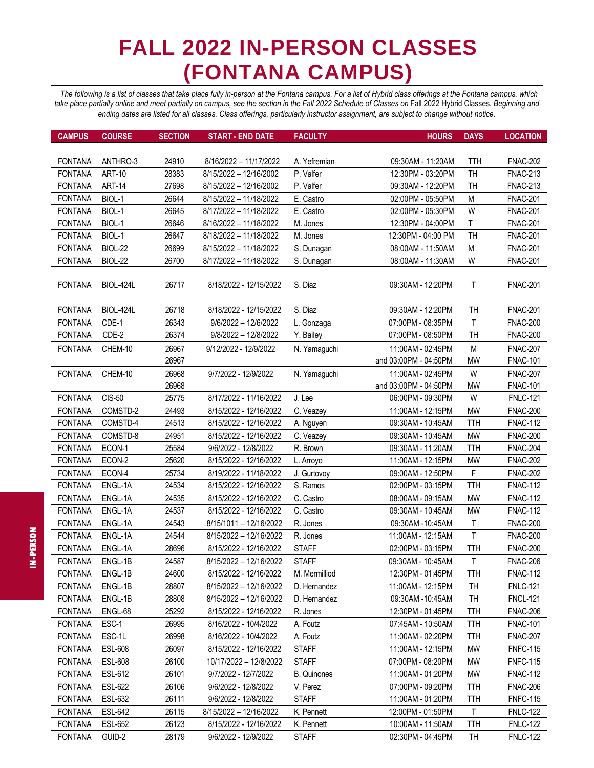# FALL 2022 IN-PERSON CLASSES (FONTANA CAMPUS)

*The following is a list of classes that take place fully in-person at the Fontana campus. For a list of Hybrid class offerings at the Fontana campus, which take place partially online and meet partially on campus, see the section in the Fall 2022 Schedule of Classes on* Fall 2022 Hybrid Classes. *Beginning and ending dates are listed for all classes. Class offerings, particularly instructor assignment, are subject to change without notice.*

| CAMPUS | COURSE | SECTION | START - END DATE | FACULTY | HOURS | DAYS | LOCATION |
|---|---|---|---|---|---|---|---|
| FONTANA | ANTHRO-3 | 24910 | 8/16/2022 – 11/17/2022 | A. Yefremian | 09:30AM - 11:20AM | TTH | FNAC-202 |
| FONTANA | ART-10 | 28383 | 8/15/2022 – 12/16/2002 | P. Valfer | 12:30PM - 03:20PM | TH | FNAC-213 |
| FONTANA | ART-14 | 27698 | 8/15/2022 – 12/16/2002 | P. Valfer | 09:30AM - 12:20PM | TH | FNAC-213 |
| FONTANA | BIOL-1 | 26644 | 8/15/2022 – 11/18/2022 | E. Castro | 02:00PM - 05:50PM | M | FNAC-201 |
| FONTANA | BIOL-1 | 26645 | 8/17/2022 – 11/18/2022 | E. Castro | 02:00PM - 05:30PM | W | FNAC-201 |
| FONTANA | BIOL-1 | 26646 | 8/16/2022 – 11/18/2022 | M. Jones | 12:30PM - 04:00PM | T | FNAC-201 |
| FONTANA | BIOL-1 | 26647 | 8/18/2022 – 11/18/2022 | M. Jones | 12:30PM - 04:00 PM | TH | FNAC-201 |
| FONTANA | BIOL-22 | 26699 | 8/15/2022 – 11/18/2022 | S. Dunagan | 08:00AM - 11:50AM | M | FNAC-201 |
| FONTANA | BIOL-22 | 26700 | 8/17/2022 – 11/18/2022 | S. Dunagan | 08:00AM - 11:30AM | W | FNAC-201 |
| FONTANA | BIOL-424L | 26717 | 8/18/2022 - 12/15/2022 | S. Diaz | 09:30AM - 12:20PM | T | FNAC-201 |
| FONTANA | BIOL-424L | 26718 | 8/18/2022 - 12/15/2022 | S. Diaz | 09:30AM - 12:20PM | TH | FNAC-201 |
| FONTANA | CDE-1 | 26343 | 9/6/2022 – 12/6/2022 | L. Gonzaga | 07:00PM - 08:35PM | T | FNAC-200 |
| FONTANA | CDE-2 | 26374 | 9/8/2022 – 12/8/2022 | Y. Bailey | 07:00PM - 08:50PM | TH | FNAC-200 |
| FONTANA | CHEM-10 | 26967 | 9/12/2022 - 12/9/2022 | N. Yamaguchi | 11:00AM - 02:45PM | M | FNAC-207 |
| | | 26967 | | | and 03:00PM - 04:50PM | MW | FNAC-101 |
| FONTANA | CHEM-10 | 26968 | 9/7/2022 - 12/9/2022 | N. Yamaguchi | 11:00AM - 02:45PM | W | FNAC-207 |
| | | 26968 | | | and 03:00PM - 04:50PM | MW | FNAC-101 |
| FONTANA | CIS-50 | 25775 | 8/17/2022 – 11/16/2022 | J. Lee | 06:00PM - 09:30PM | W | FNLC-121 |
| FONTANA | COMSTD-2 | 24493 | 8/15/2022 – 12/16/2022 | C. Veazey | 11:00AM - 12:15PM | MW | FNAC-200 |
| FONTANA | COMSTD-4 | 24513 | 8/15/2022 – 12/16/2022 | A. Nguyen | 09:30AM - 10:45AM | TTH | FNAC-112 |
| FONTANA | COMSTD-8 | 24951 | 8/15/2022 – 12/16/2022 | C. Veazey | 09:30AM - 10:45AM | MW | FNAC-200 |
| FONTANA | ECON-1 | 25584 | 9/6/2022 – 12/8/2022 | R. Brown | 09:30AM - 11:20AM | TTH | FNAC-204 |
| FONTANA | ECON-2 | 25620 | 8/15/2022 – 12/16/2022 | L. Arroyo | 11:00AM - 12:15PM | MW | FNAC-202 |
| FONTANA | ECON-4 | 25734 | 8/19/2022 – 11/18/2022 | J. Gurtovoy | 09:00AM - 12:50PM | F | FNAC-202 |
| FONTANA | ENGL-1A | 24534 | 8/15/2022 – 12/16/2022 | S. Ramos | 02:00PM - 03:15PM | TTH | FNAC-112 |
| FONTANA | ENGL-1A | 24535 | 8/15/2022 – 12/16/2022 | C. Castro | 08:00AM - 09:15AM | MW | FNAC-112 |
| FONTANA | ENGL-1A | 24537 | 8/15/2022 – 12/16/2022 | C. Castro | 09:30AM - 10:45AM | MW | FNAC-112 |
| FONTANA | ENGL-1A | 24543 | 8/15/1011 – 12/16/2022 | R. Jones | 09:30AM -10:45AM | T | FNAC-200 |
| FONTANA | ENGL-1A | 24544 | 8/15/2022 – 12/16/2022 | R. Jones | 11:00AM - 12:15AM | T | FNAC-200 |
| FONTANA | ENGL-1A | 28696 | 8/15/2022 - 12/16/2022 | STAFF | 02:00PM - 03:15PM | TTH | FNAC-200 |
| FONTANA | ENGL-1B | 24587 | 8/15/2022 – 12/16/2022 | STAFF | 09:30AM - 10:45AM | T | FNAC-206 |
| FONTANA | ENGL-1B | 24600 | 8/15/2022 – 12/16/2022 | M. Mermilliod | 12:30PM - 01:45PM | TTH | FNAC-112 |
| FONTANA | ENGL-1B | 28807 | 8/15/2022 – 12/16/2022 | D. Hernandez | 11:00AM - 12:15PM | TH | FNLC-121 |
| FONTANA | ENGL-1B | 28808 | 8/15/2022 – 12/16/2022 | D. Hernandez | 09:30AM -10:45AM | TH | FNCL-121 |
| FONTANA | ENGL-68 | 25292 | 8/15/2022 - 12/16/2022 | R. Jones | 12:30PM - 01:45PM | TTH | FNAC-206 |
| FONTANA | ESC-1 | 26995 | 8/16/2022 - 10/4/2022 | A. Foutz | 07:45AM - 10:50AM | TTH | FNAC-101 |
| FONTANA | ESC-1L | 26998 | 8/16/2022 - 10/4/2022 | A. Foutz | 11:00AM - 02:20PM | TTH | FNAC-207 |
| FONTANA | ESL-608 | 26097 | 8/15/2022 - 12/16/2022 | STAFF | 11:00AM - 12:15PM | MW | FNFC-115 |
| FONTANA | ESL-608 | 26100 | 10/17/2022 – 12/8/2022 | STAFF | 07:00PM - 08:20PM | MW | FNFC-115 |
| FONTANA | ESL-612 | 26101 | 9/7/2022 - 12/7/2022 | B. Quinones | 11:00AM - 01:20PM | MW | FNAC-112 |
| FONTANA | ESL-622 | 26106 | 9/6/2022 - 12/8/2022 | V. Perez | 07:00PM - 09:20PM | TTH | FNAC-206 |
| FONTANA | ESL-632 | 26111 | 9/6/2022 - 12/8/2022 | STAFF | 11:00AM - 01:20PM | TTH | FNFC-115 |
| FONTANA | ESL-642 | 26115 | 8/15/2022 – 12/16/2022 | K. Pennett | 12:00PM - 01:50PM | T | FNLC-122 |
| FONTANA | ESL-652 | 26123 | 8/15/2022 - 12/16/2022 | K. Pennett | 10:00AM - 11:50AM | TTH | FNLC-122 |
| FONTANA | GUID-2 | 28179 | 9/6/2022 - 12/9/2022 | STAFF | 02:30PM - 04:45PM | TH | FNLC-122 |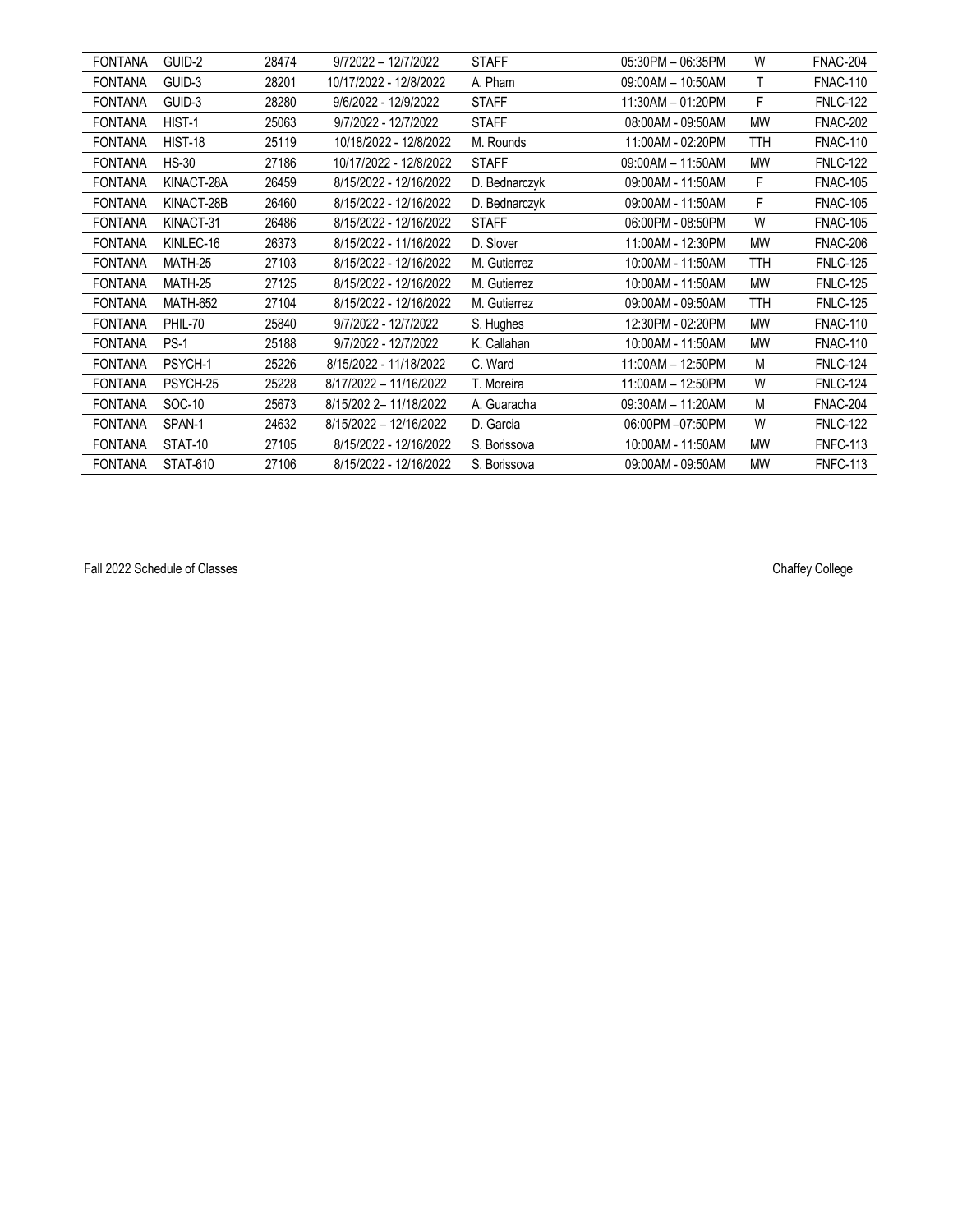| | | | | | | | |
|---|---|---|---|---|---|---|---|
| FONTANA | GUID-2 | 28474 | 9/72022 – 12/7/2022 | STAFF | 05:30PM – 06:35PM | W | FNAC-204 |
| FONTANA | GUID-3 | 28201 | 10/17/2022 - 12/8/2022 | A. Pham | 09:00AM – 10:50AM | T | FNAC-110 |
| FONTANA | GUID-3 | 28280 | 9/6/2022 - 12/9/2022 | STAFF | 11:30AM – 01:20PM | F | FNLC-122 |
| FONTANA | HIST-1 | 25063 | 9/7/2022 - 12/7/2022 | STAFF | 08:00AM - 09:50AM | MW | FNAC-202 |
| FONTANA | HIST-18 | 25119 | 10/18/2022 - 12/8/2022 | M. Rounds | 11:00AM - 02:20PM | TTH | FNAC-110 |
| FONTANA | HS-30 | 27186 | 10/17/2022 - 12/8/2022 | STAFF | 09:00AM – 11:50AM | MW | FNLC-122 |
| FONTANA | KINACT-28A | 26459 | 8/15/2022 - 12/16/2022 | D. Bednarczyk | 09:00AM - 11:50AM | F | FNAC-105 |
| FONTANA | KINACT-28B | 26460 | 8/15/2022 - 12/16/2022 | D. Bednarczyk | 09:00AM - 11:50AM | F | FNAC-105 |
| FONTANA | KINACT-31 | 26486 | 8/15/2022 - 12/16/2022 | STAFF | 06:00PM - 08:50PM | W | FNAC-105 |
| FONTANA | KINLEC-16 | 26373 | 8/15/2022 - 11/16/2022 | D. Slover | 11:00AM - 12:30PM | MW | FNAC-206 |
| FONTANA | MATH-25 | 27103 | 8/15/2022 - 12/16/2022 | M. Gutierrez | 10:00AM - 11:50AM | TTH | FNLC-125 |
| FONTANA | MATH-25 | 27125 | 8/15/2022 - 12/16/2022 | M. Gutierrez | 10:00AM - 11:50AM | MW | FNLC-125 |
| FONTANA | MATH-652 | 27104 | 8/15/2022 - 12/16/2022 | M. Gutierrez | 09:00AM - 09:50AM | TTH | FNLC-125 |
| FONTANA | PHIL-70 | 25840 | 9/7/2022 - 12/7/2022 | S. Hughes | 12:30PM - 02:20PM | MW | FNAC-110 |
| FONTANA | PS-1 | 25188 | 9/7/2022 - 12/7/2022 | K. Callahan | 10:00AM - 11:50AM | MW | FNAC-110 |
| FONTANA | PSYCH-1 | 25226 | 8/15/2022 - 11/18/2022 | C. Ward | 11:00AM – 12:50PM | M | FNLC-124 |
| FONTANA | PSYCH-25 | 25228 | 8/17/2022 – 11/16/2022 | T. Moreira | 11:00AM – 12:50PM | W | FNLC-124 |
| FONTANA | SOC-10 | 25673 | 8/15/202 2– 11/18/2022 | A. Guaracha | 09:30AM – 11:20AM | M | FNAC-204 |
| FONTANA | SPAN-1 | 24632 | 8/15/2022 – 12/16/2022 | D. Garcia | 06:00PM –07:50PM | W | FNLC-122 |
| FONTANA | STAT-10 | 27105 | 8/15/2022 - 12/16/2022 | S. Borissova | 10:00AM - 11:50AM | MW | FNFC-113 |
| FONTANA | STAT-610 | 27106 | 8/15/2022 - 12/16/2022 | S. Borissova | 09:00AM - 09:50AM | MW | FNFC-113 |